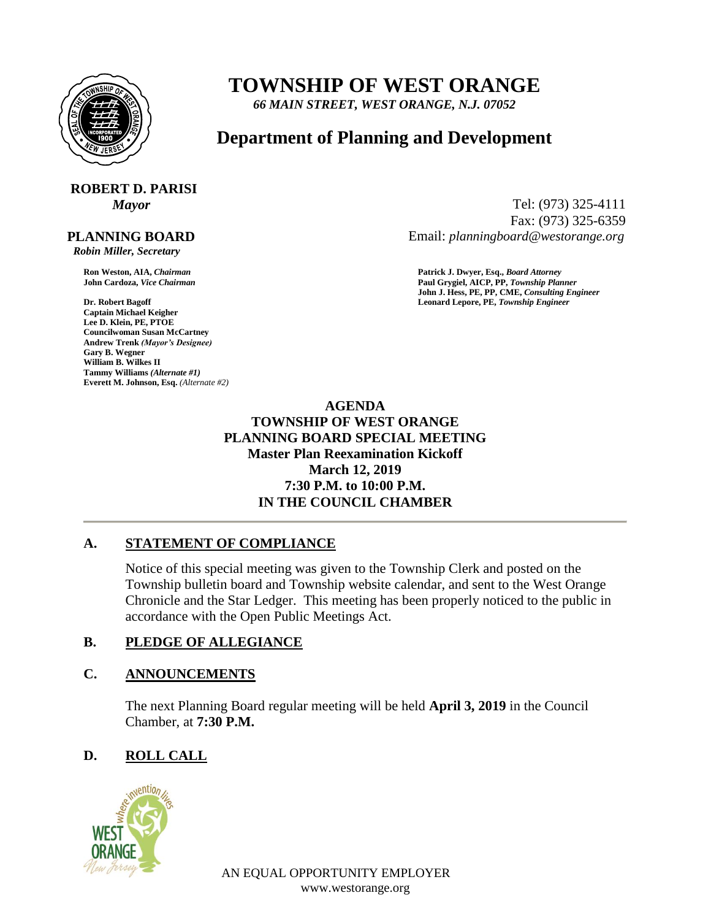# TOWNSHIP OF WEST ORANGE

*66 MAIN STREET, WEST ORANGE, N.J. 07052*

## Department of Planning and Development

**ROBERT D. PARISI**
*Mayor*

Tel: (973) 325-4111
Fax: (973) 325-6359
Email: *planningboard@westorange.org*

**PLANNING BOARD**
*Robin Miller, Secretary*

**Ron Weston, AIA,** ***Chairman***
**John Cardoza,** ***Vice Chairman***

**Dr. Robert Bagoff**
**Captain Michael Keigher**
**Lee D. Klein, PE, PTOE**
**Councilwoman Susan McCartney**
**Andrew Trenk** ***(Mayor's Designee)***
**Gary B. Wegner**
**William B. Wilkes II**
**Tammy Williams** ***(Alternate #1)***
**Everett M. Johnson, Esq.** *(Alternate #2)*

**Patrick J. Dwyer, Esq.,** ***Board Attorney***
**Paul Grygiel, AICP, PP,** ***Township Planner***
**John J. Hess, PE, PP, CME,** ***Consulting Engineer***
**Leonard Lepore, PE,** ***Township Engineer***

**AGENDA**
**TOWNSHIP OF WEST ORANGE**
**PLANNING BOARD SPECIAL MEETING**
**Master Plan Reexamination Kickoff**
**March 12, 2019**
**7:30 P.M. to 10:00 P.M.**
**IN THE COUNCIL CHAMBER**

---

### A. STATEMENT OF COMPLIANCE

Notice of this special meeting was given to the Township Clerk and posted on the Township bulletin board and Township website calendar, and sent to the West Orange Chronicle and the Star Ledger. This meeting has been properly noticed to the public in accordance with the Open Public Meetings Act.

### B. PLEDGE OF ALLEGIANCE

### C. ANNOUNCEMENTS

The next Planning Board regular meeting will be held **April 3, 2019** in the Council Chamber, at **7:30 P.M.**

### D. ROLL CALL

AN EQUAL OPPORTUNITY EMPLOYER
www.westorange.org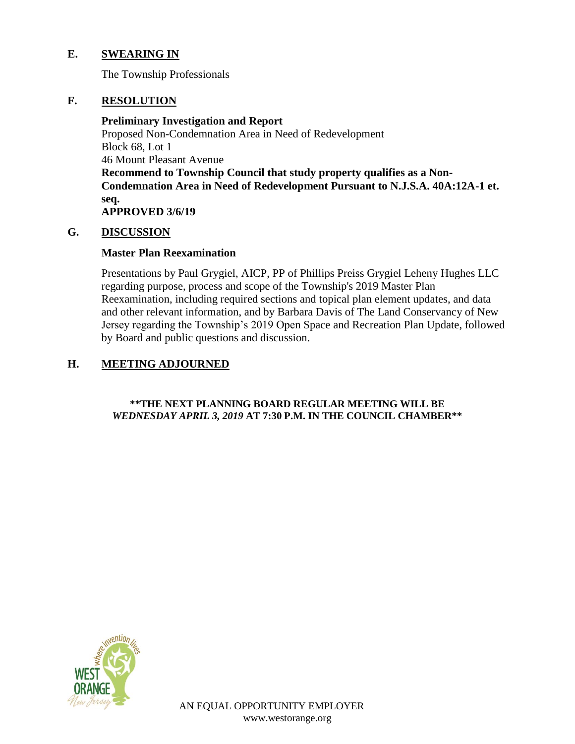## E. **SWEARING IN**

The Township Professionals

## F. **RESOLUTION**

**Preliminary Investigation and Report**
Proposed Non-Condemnation Area in Need of Redevelopment
Block 68, Lot 1
46 Mount Pleasant Avenue
**Recommend to Township Council that study property qualifies as a Non-Condemnation Area in Need of Redevelopment Pursuant to N.J.S.A. 40A:12A-1 et. seq.**
**APPROVED 3/6/19**

## G. **DISCUSSION**

**Master Plan Reexamination**

Presentations by Paul Grygiel, AICP, PP of Phillips Preiss Grygiel Leheny Hughes LLC regarding purpose, process and scope of the Township's 2019 Master Plan Reexamination, including required sections and topical plan element updates, and data and other relevant information, and by Barbara Davis of The Land Conservancy of New Jersey regarding the Township's 2019 Open Space and Recreation Plan Update, followed by Board and public questions and discussion.

## H. **MEETING ADJOURNED**

**\*\*THE NEXT PLANNING BOARD REGULAR MEETING WILL BE *WEDNESDAY APRIL 3, 2019* AT 7:30 P.M. IN THE COUNCIL CHAMBER\*\***

AN EQUAL OPPORTUNITY EMPLOYER
www.westorange.org